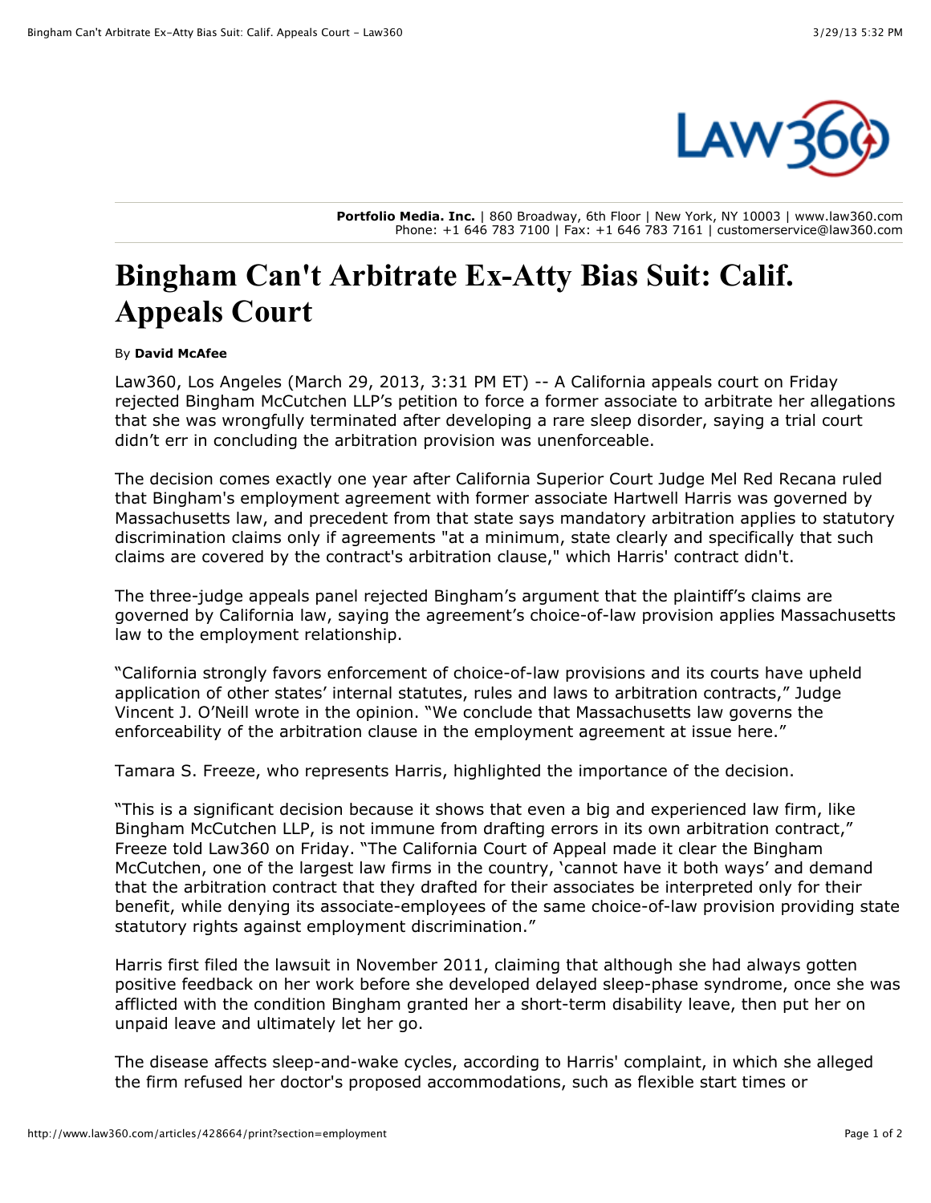Portfolio Media. Inc. | 860 Broadway, 6th Floor | New York, NY 10003 | www.law360.com
Phone: +1 646 783 7100 | Fax: +1 646 783 7161 | customerservice@law360.com

# Bingham Can't Arbitrate Ex-Atty Bias Suit: Calif. Appeals Court

By **David McAfee**

Law360, Los Angeles (March 29, 2013, 3:31 PM ET) -- A California appeals court on Friday rejected Bingham McCutchen LLP's petition to force a former associate to arbitrate her allegations that she was wrongfully terminated after developing a rare sleep disorder, saying a trial court didn't err in concluding the arbitration provision was unenforceable.

The decision comes exactly one year after California Superior Court Judge Mel Red Recana ruled that Bingham's employment agreement with former associate Hartwell Harris was governed by Massachusetts law, and precedent from that state says mandatory arbitration applies to statutory discrimination claims only if agreements "at a minimum, state clearly and specifically that such claims are covered by the contract's arbitration clause," which Harris' contract didn't.

The three-judge appeals panel rejected Bingham's argument that the plaintiff's claims are governed by California law, saying the agreement's choice-of-law provision applies Massachusetts law to the employment relationship.

"California strongly favors enforcement of choice-of-law provisions and its courts have upheld application of other states' internal statutes, rules and laws to arbitration contracts," Judge Vincent J. O'Neill wrote in the opinion. "We conclude that Massachusetts law governs the enforceability of the arbitration clause in the employment agreement at issue here."

Tamara S. Freeze, who represents Harris, highlighted the importance of the decision.

"This is a significant decision because it shows that even a big and experienced law firm, like Bingham McCutchen LLP, is not immune from drafting errors in its own arbitration contract," Freeze told Law360 on Friday. "The California Court of Appeal made it clear the Bingham McCutchen, one of the largest law firms in the country, 'cannot have it both ways' and demand that the arbitration contract that they drafted for their associates be interpreted only for their benefit, while denying its associate-employees of the same choice-of-law provision providing state statutory rights against employment discrimination."

Harris first filed the lawsuit in November 2011, claiming that although she had always gotten positive feedback on her work before she developed delayed sleep-phase syndrome, once she was afflicted with the condition Bingham granted her a short-term disability leave, then put her on unpaid leave and ultimately let her go.

The disease affects sleep-and-wake cycles, according to Harris' complaint, in which she alleged the firm refused her doctor's proposed accommodations, such as flexible start times or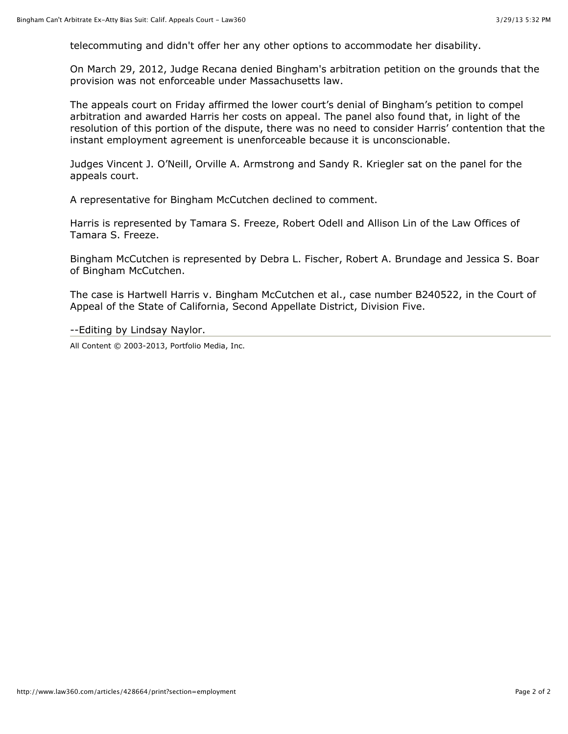telecommuting and didn't offer her any other options to accommodate her disability.

On March 29, 2012, Judge Recana denied Bingham's arbitration petition on the grounds that the provision was not enforceable under Massachusetts law.

The appeals court on Friday affirmed the lower court's denial of Bingham's petition to compel arbitration and awarded Harris her costs on appeal. The panel also found that, in light of the resolution of this portion of the dispute, there was no need to consider Harris' contention that the instant employment agreement is unenforceable because it is unconscionable.

Judges Vincent J. O'Neill, Orville A. Armstrong and Sandy R. Kriegler sat on the panel for the appeals court.

A representative for Bingham McCutchen declined to comment.

Harris is represented by Tamara S. Freeze, Robert Odell and Allison Lin of the Law Offices of Tamara S. Freeze.

Bingham McCutchen is represented by Debra L. Fischer, Robert A. Brundage and Jessica S. Boar of Bingham McCutchen.

The case is Hartwell Harris v. Bingham McCutchen et al., case number B240522, in the Court of Appeal of the State of California, Second Appellate District, Division Five.

--Editing by Lindsay Naylor.

All Content © 2003-2013, Portfolio Media, Inc.